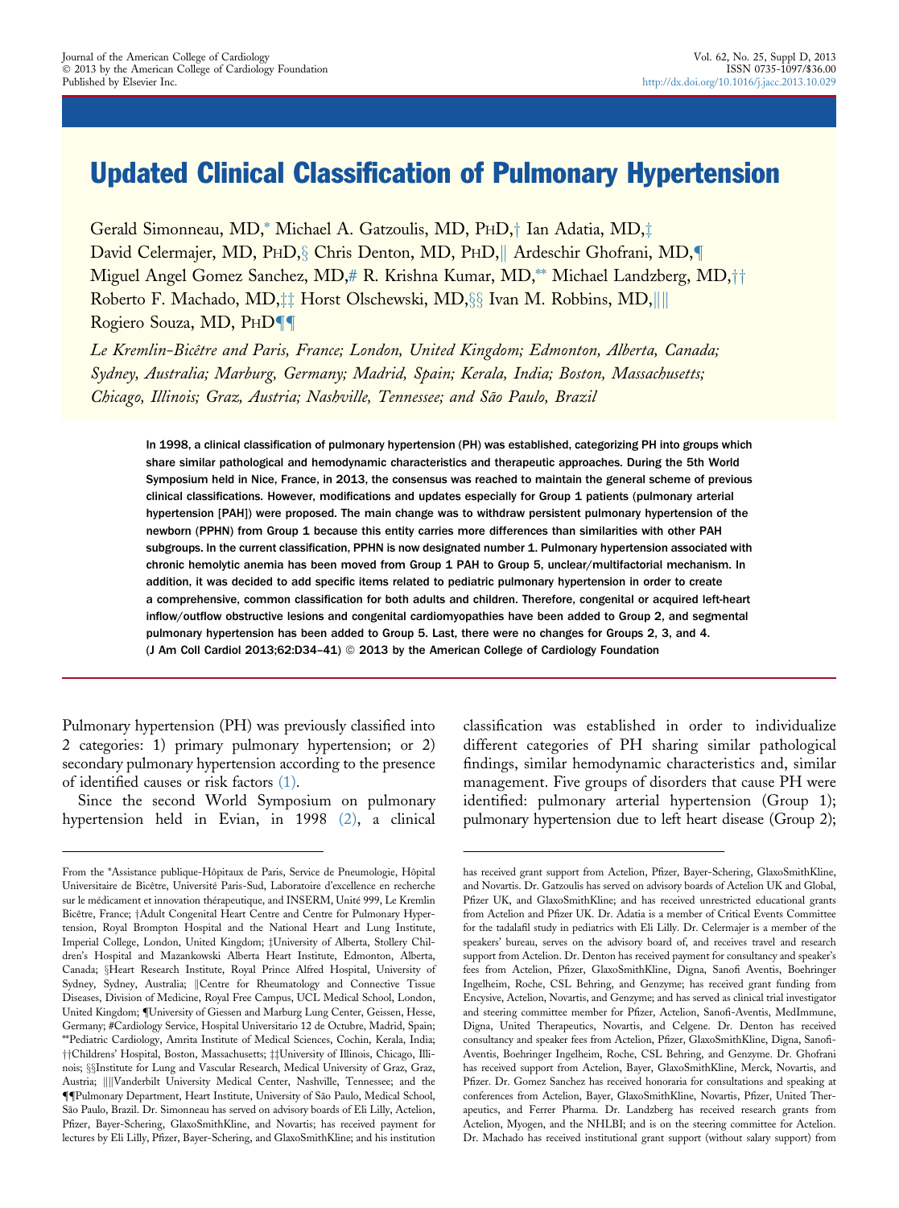# Updated Clinical Classification of Pulmonary Hypertension

Gerald Simonneau, MD,* Michael A. Gatzoulis, MD, PhD,† Ian Adatia, MD,‡ David Celermajer, MD, PhD,§ Chris Denton, MD, PhD,|| Ardeschir Ghofrani, MD,¶ Miguel Angel Gomez Sanchez, MD,# R. Krishna Kumar, MD,** Michael Landzberg, MD,†† Roberto F. Machado, MD,‡‡ Horst Olschewski, MD,§§ Ivan M. Robbins, MD,|||| Rogiero Souza, MD, PhD¶¶

*Le Kremlin-Bicêtre and Paris, France; London, United Kingdom; Edmonton, Alberta, Canada; Sydney, Australia; Marburg, Germany; Madrid, Spain; Kerala, India; Boston, Massachusetts; Chicago, Illinois; Graz, Austria; Nashville, Tennessee; and São Paulo, Brazil*

In 1998, a clinical classification of pulmonary hypertension (PH) was established, categorizing PH into groups which share similar pathological and hemodynamic characteristics and therapeutic approaches. During the 5th World Symposium held in Nice, France, in 2013, the consensus was reached to maintain the general scheme of previous clinical classifications. However, modifications and updates especially for Group 1 patients (pulmonary arterial hypertension [PAH]) were proposed. The main change was to withdraw persistent pulmonary hypertension of the newborn (PPHN) from Group 1 because this entity carries more differences than similarities with other PAH subgroups. In the current classification, PPHN is now designated number 1. Pulmonary hypertension associated with chronic hemolytic anemia has been moved from Group 1 PAH to Group 5, unclear/multifactorial mechanism. In addition, it was decided to add specific items related to pediatric pulmonary hypertension in order to create a comprehensive, common classification for both adults and children. Therefore, congenital or acquired left-heart inflow/outflow obstructive lesions and congenital cardiomyopathies have been added to Group 2, and segmental pulmonary hypertension has been added to Group 5. Last, there were no changes for Groups 2, 3, and 4. (J Am Coll Cardiol 2013;62:D34–41) © 2013 by the American College of Cardiology Foundation

Pulmonary hypertension (PH) was previously classified into 2 categories: 1) primary pulmonary hypertension; or 2) secondary pulmonary hypertension according to the presence of identified causes or risk factors (1).

Since the second World Symposium on pulmonary hypertension held in Evian, in 1998 (2), a clinical classification was established in order to individualize different categories of PH sharing similar pathological findings, similar hemodynamic characteristics and, similar management. Five groups of disorders that cause PH were identified: pulmonary arterial hypertension (Group 1); pulmonary hypertension due to left heart disease (Group 2);

---

From the *Assistance publique-Hôpitaux de Paris, Service de Pneumologie, Hôpital Universitaire de Bicêtre, Université Paris-Sud, Laboratoire d'excellence en recherche sur le médicament et innovation thérapeutique, and INSERM, Unité 999, Le Kremlin Bicêtre, France; †Adult Congenital Heart Centre and Centre for Pulmonary Hypertension, Royal Brompton Hospital and the National Heart and Lung Institute, Imperial College, London, United Kingdom; ‡University of Alberta, Stollery Children's Hospital and Mazankowski Alberta Heart Institute, Edmonton, Alberta, Canada; §Heart Research Institute, Royal Prince Alfred Hospital, University of Sydney, Sydney, Australia; ||Centre for Rheumatology and Connective Tissue Diseases, Division of Medicine, Royal Free Campus, UCL Medical School, London, United Kingdom; ¶University of Giessen and Marburg Lung Center, Geissen, Hesse, Germany; #Cardiology Service, Hospital Universitario 12 de Octubre, Madrid, Spain; **Pediatric Cardiology, Amrita Institute of Medical Sciences, Cochin, Kerala, India; ††Childrens' Hospital, Boston, Massachusetts; ‡‡University of Illinois, Chicago, Illinois; §§Institute for Lung and Vascular Research, Medical University of Graz, Graz, Austria; ||||Vanderbilt University Medical Center, Nashville, Tennessee; and the ¶¶Pulmonary Department, Heart Institute, University of São Paulo, Medical School, São Paulo, Brazil. Dr. Simonneau has served on advisory boards of Eli Lilly, Actelion, Pfizer, Bayer-Schering, GlaxoSmithKline, and Novartis; has received payment for lectures by Eli Lilly, Pfizer, Bayer-Schering, and GlaxoSmithKline; and his institution has received grant support from Actelion, Pfizer, Bayer-Schering, GlaxoSmithKline, and Novartis. Dr. Gatzoulis has served on advisory boards of Actelion UK and Global, Pfizer UK, and GlaxoSmithKline; and has received unrestricted educational grants from Actelion and Pfizer UK. Dr. Adatia is a member of Critical Events Committee for the tadalafil study in pediatrics with Eli Lilly. Dr. Celermajer is a member of the speakers' bureau, serves on the advisory board of, and receives travel and research support from Actelion. Dr. Denton has received payment for consultancy and speaker's fees from Actelion, Pfizer, GlaxoSmithKline, Digna, Sanofi Aventis, Boehringer Ingelheim, Roche, CSL Behring, and Genzyme; has received grant funding from Encysive, Actelion, Novartis, and Genzyme; and has served as clinical trial investigator and steering committee member for Pfizer, Actelion, Sanofi-Aventis, MedImmune, Digna, United Therapeutics, Novartis, and Celgene. Dr. Denton has received consultancy and speaker fees from Actelion, Pfizer, GlaxoSmithKline, Digna, Sanofi-Aventis, Boehringer Ingelheim, Roche, CSL Behring, and Genzyme. Dr. Ghofrani has received support from Actelion, Bayer, GlaxoSmithKline, Merck, Novartis, and Pfizer. Dr. Gomez Sanchez has received honoraria for consultations and speaking at conferences from Actelion, Bayer, GlaxoSmithKline, Novartis, Pfizer, United Therapeutics, and Ferrer Pharma. Dr. Landzberg has received research grants from Actelion, Myogen, and the NHLBI; and is on the steering committee for Actelion. Dr. Machado has received institutional grant support (without salary support) from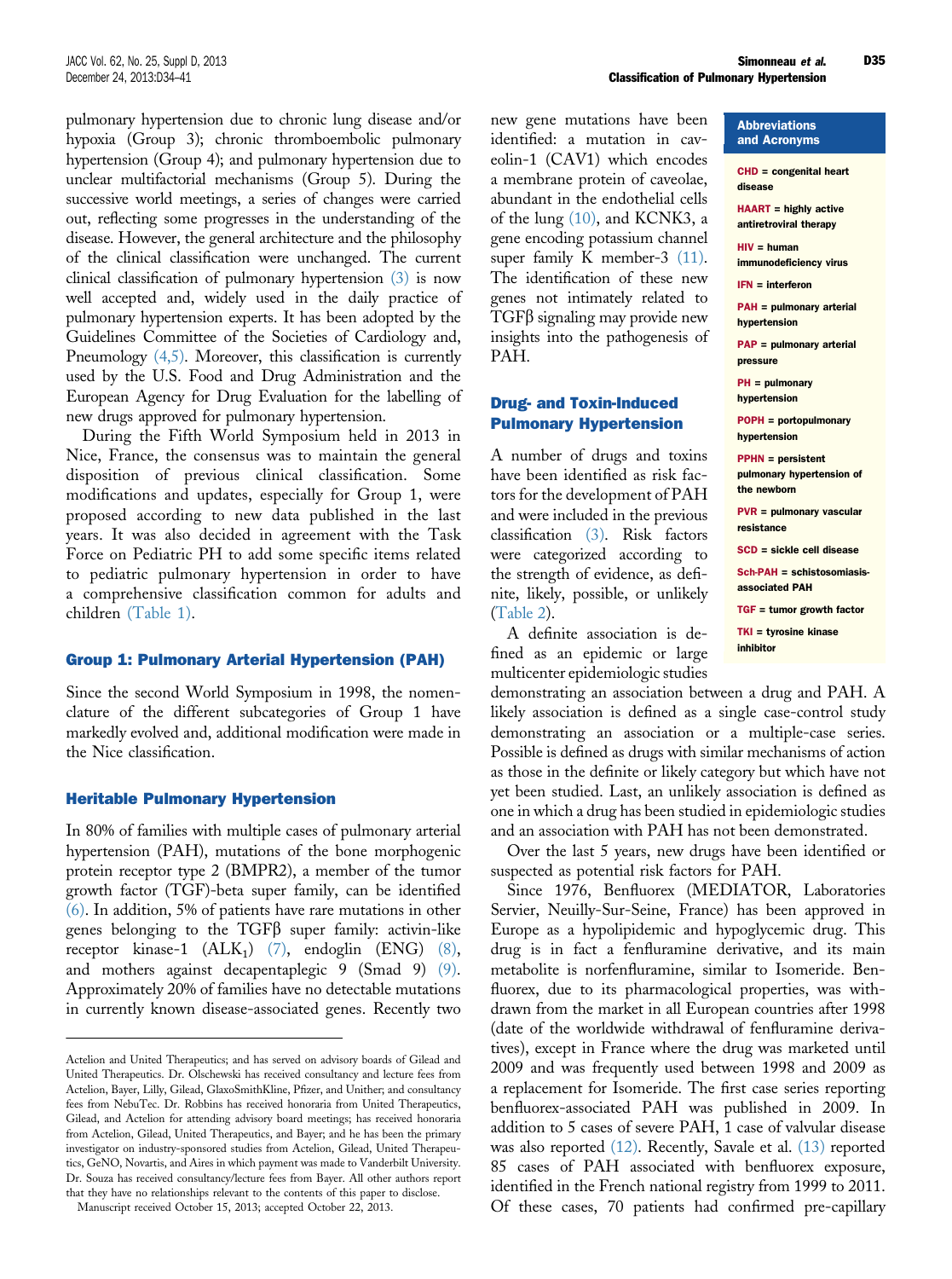pulmonary hypertension due to chronic lung disease and/or hypoxia (Group 3); chronic thromboembolic pulmonary hypertension (Group 4); and pulmonary hypertension due to unclear multifactorial mechanisms (Group 5). During the successive world meetings, a series of changes were carried out, reflecting some progresses in the understanding of the disease. However, the general architecture and the philosophy of the clinical classification were unchanged. The current clinical classification of pulmonary hypertension (3) is now well accepted and, widely used in the daily practice of pulmonary hypertension experts. It has been adopted by the Guidelines Committee of the Societies of Cardiology and, Pneumology (4,5). Moreover, this classification is currently used by the U.S. Food and Drug Administration and the European Agency for Drug Evaluation for the labelling of new drugs approved for pulmonary hypertension.

During the Fifth World Symposium held in 2013 in Nice, France, the consensus was to maintain the general disposition of previous clinical classification. Some modifications and updates, especially for Group 1, were proposed according to new data published in the last years. It was also decided in agreement with the Task Force on Pediatric PH to add some specific items related to pediatric pulmonary hypertension in order to have a comprehensive classification common for adults and children (Table 1).

## Group 1: Pulmonary Arterial Hypertension (PAH)

Since the second World Symposium in 1998, the nomenclature of the different subcategories of Group 1 have markedly evolved and, additional modification were made in the Nice classification.

### Heritable Pulmonary Hypertension

In 80% of families with multiple cases of pulmonary arterial hypertension (PAH), mutations of the bone morphogenic protein receptor type 2 (BMPR2), a member of the tumor growth factor (TGF)-beta super family, can be identified (6). In addition, 5% of patients have rare mutations in other genes belonging to the TGFβ super family: activin-like receptor kinase-1 ($ALK_1$) (7), endoglin (ENG) (8), and mothers against decapentaplegic 9 (Smad 9) (9). Approximately 20% of families have no detectable mutations in currently known disease-associated genes. Recently two new gene mutations have been identified: a mutation in caveolin-1 (CAV1) which encodes a membrane protein of caveolae, abundant in the endothelial cells of the lung (10), and KCNK3, a gene encoding potassium channel super family K member-3 (11). The identification of these new genes not intimately related to TGFβ signaling may provide new insights into the pathogenesis of PAH.

**Abbreviations and Acronyms**

CHD = congenital heart disease

HAART = highly active antiretroviral therapy

HIV = human immunodeficiency virus

IFN = interferon

PAH = pulmonary arterial hypertension

PAP = pulmonary arterial pressure

PH = pulmonary hypertension

POPH = portopulmonary hypertension

PPHN = persistent pulmonary hypertension of the newborn

PVR = pulmonary vascular resistance

SCD = sickle cell disease

Sch-PAH = schistosomiasis-associated PAH

TGF = tumor growth factor

TKI = tyrosine kinase inhibitor

### Drug- and Toxin-Induced Pulmonary Hypertension

A number of drugs and toxins have been identified as risk factors for the development of PAH and were included in the previous classification (3). Risk factors were categorized according to the strength of evidence, as definite, likely, possible, or unlikely (Table 2).

A definite association is defined as an epidemic or large multicenter epidemiologic studies demonstrating an association between a drug and PAH. A likely association is defined as a single case-control study demonstrating an association or a multiple-case series. Possible is defined as drugs with similar mechanisms of action as those in the definite or likely category but which have not yet been studied. Last, an unlikely association is defined as one in which a drug has been studied in epidemiologic studies and an association with PAH has not been demonstrated.

Over the last 5 years, new drugs have been identified or suspected as potential risk factors for PAH.

Since 1976, Benfluorex (MEDIATOR, Laboratories Servier, Neuilly-Sur-Seine, France) has been approved in Europe as a hypolipidemic and hypoglycemic drug. This drug is in fact a fenfluramine derivative, and its main metabolite is norfenfluramine, similar to Isomeride. Benfluorex, due to its pharmacological properties, was withdrawn from the market in all European countries after 1998 (date of the worldwide withdrawal of fenfluramine derivatives), except in France where the drug was marketed until 2009 and was frequently used between 1998 and 2009 as a replacement for Isomeride. The first case series reporting benfluorex-associated PAH was published in 2009. In addition to 5 cases of severe PAH, 1 case of valvular disease was also reported (12). Recently, Savale et al. (13) reported 85 cases of PAH associated with benfluorex exposure, identified in the French national registry from 1999 to 2011. Of these cases, 70 patients had confirmed pre-capillary

---

Actelion and United Therapeutics; and has served on advisory boards of Gilead and United Therapeutics. Dr. Olschewski has received consultancy and lecture fees from Actelion, Bayer, Lilly, Gilead, GlaxoSmithKline, Pfizer, and Unither; and consultancy fees from NebuTec. Dr. Robbins has received honoraria from United Therapeutics, Gilead, and Actelion for attending advisory board meetings; has received honoraria from Actelion, Gilead, United Therapeutics, and Bayer; and he has been the primary investigator on industry-sponsored studies from Actelion, Gilead, United Therapeutics, GeNO, Novartis, and Aires in which payment was made to Vanderbilt University. Dr. Souza has received consultancy/lecture fees from Bayer. All other authors report that they have no relationships relevant to the contents of this paper to disclose.

Manuscript received October 15, 2013; accepted October 22, 2013.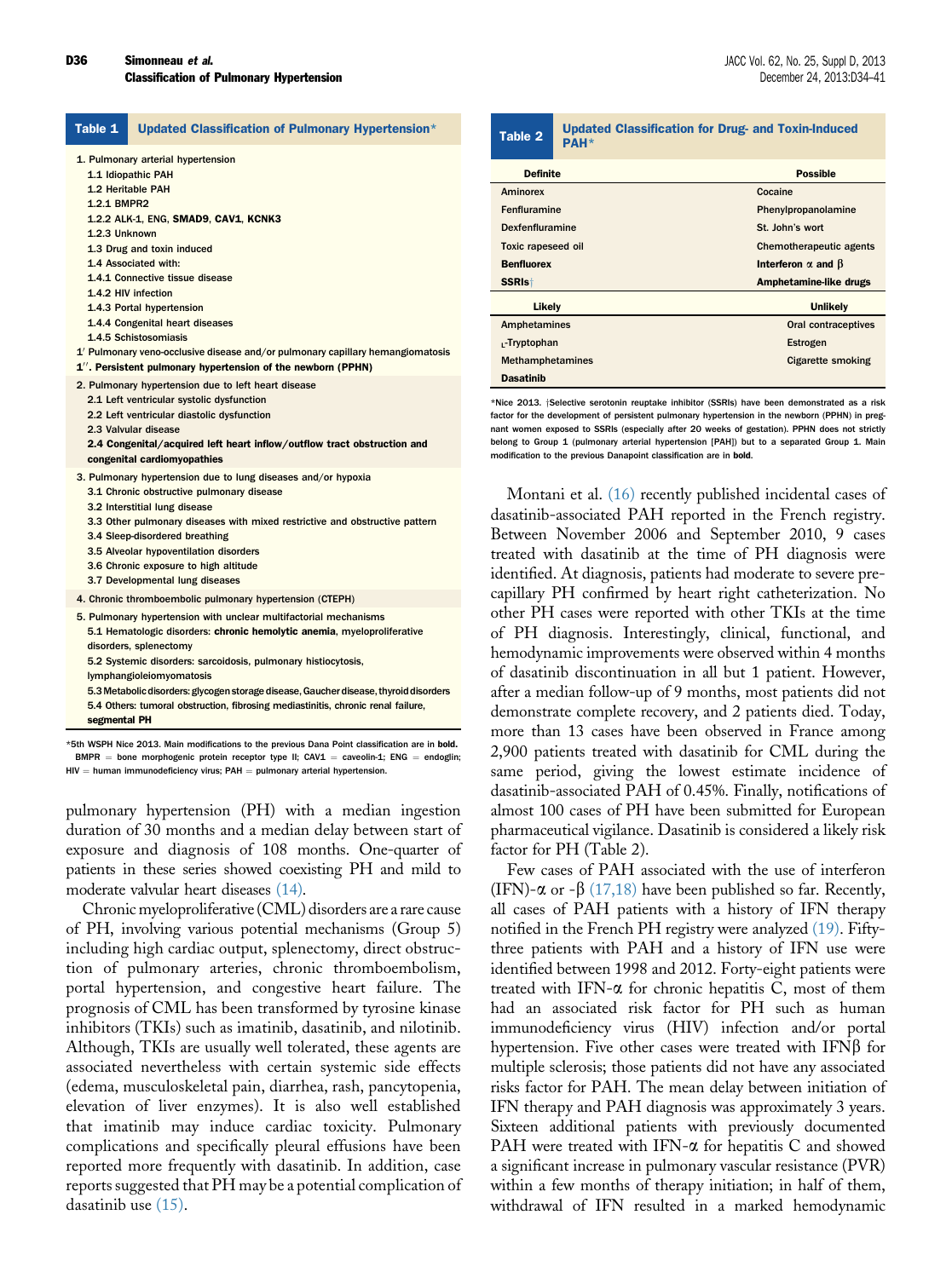**Table 1 Updated Classification of Pulmonary Hypertension***

1. Pulmonary arterial hypertension
   - 1.1 Idiopathic PAH
   - 1.2 Heritable PAH
     - 1.2.1 BMPR2
     - 1.2.2 ALK-1, ENG, **SMAD9**, **CAV1**, **KCNK3**
     - 1.2.3 Unknown
   - 1.3 Drug and toxin induced
   - 1.4 Associated with:
     - 1.4.1 Connective tissue disease
     - 1.4.2 HIV infection
     - 1.4.3 Portal hypertension
     - 1.4.4 Congenital heart diseases
     - 1.4.5 Schistosomiasis

1′ Pulmonary veno-occlusive disease and/or pulmonary capillary hemangiomatosis

**1″. Persistent pulmonary hypertension of the newborn (PPHN)**

2. Pulmonary hypertension due to left heart disease
   - 2.1 Left ventricular systolic dysfunction
   - 2.2 Left ventricular diastolic dysfunction
   - 2.3 Valvular disease
   - **2.4 Congenital/acquired left heart inflow/outflow tract obstruction and congenital cardiomyopathies**
3. Pulmonary hypertension due to lung diseases and/or hypoxia
   - 3.1 Chronic obstructive pulmonary disease
   - 3.2 Interstitial lung disease
   - 3.3 Other pulmonary diseases with mixed restrictive and obstructive pattern
   - 3.4 Sleep-disordered breathing
   - 3.5 Alveolar hypoventilation disorders
   - 3.6 Chronic exposure to high altitude
   - 3.7 Developmental lung diseases
4. Chronic thromboembolic pulmonary hypertension (CTEPH)
5. Pulmonary hypertension with unclear multifactorial mechanisms
   - 5.1 Hematologic disorders: **chronic hemolytic anemia**, myeloproliferative disorders, splenectomy
   - 5.2 Systemic disorders: sarcoidosis, pulmonary histiocytosis, lymphangioleiomyomatosis
   - 5.3 Metabolic disorders: glycogen storage disease, Gaucher disease, thyroid disorders
   - 5.4 Others: tumoral obstruction, fibrosing mediastinitis, chronic renal failure, **segmental PH**

*5th WSPH Nice 2013. Main modifications to the previous Dana Point classification are in **bold**.
BMPR = bone morphogenic protein receptor type II; CAV1 = caveolin-1; ENG = endoglin; HIV = human immunodeficiency virus; PAH = pulmonary arterial hypertension.

**Table 2 Updated Classification for Drug- and Toxin-Induced PAH***

| Definite | Possible |
|---|---|
| Aminorex | Cocaine |
| Fenfluramine | Phenylpropanolamine |
| Dexfenfluramine | St. John's wort |
| Toxic rapeseed oil | Chemotherapeutic agents |
| **Benfluorex** | **Interferon α and β** |
| **SSRIs**† | **Amphetamine-like drugs** |
| **Likely** | **Unlikely** |
| Amphetamines | Oral contraceptives |
| L-Tryptophan | Estrogen |
| Methamphetamines | Cigarette smoking |
| **Dasatinib** | |

*Nice 2013. †Selective serotonin reuptake inhibitor (SSRIs) have been demonstrated as a risk factor for the development of persistent pulmonary hypertension in the newborn (PPHN) in pregnant women exposed to SSRIs (especially after 20 weeks of gestation). PPHN does not strictly belong to Group 1 (pulmonary arterial hypertension [PAH]) but to a separated Group 1. Main modification to the previous Danapoint classification are in **bold**.

pulmonary hypertension (PH) with a median ingestion duration of 30 months and a median delay between start of exposure and diagnosis of 108 months. One-quarter of patients in these series showed coexisting PH and mild to moderate valvular heart diseases (14).

Chronic myeloproliferative (CML) disorders are a rare cause of PH, involving various potential mechanisms (Group 5) including high cardiac output, splenectomy, direct obstruction of pulmonary arteries, chronic thromboembolism, portal hypertension, and congestive heart failure. The prognosis of CML has been transformed by tyrosine kinase inhibitors (TKIs) such as imatinib, dasatinib, and nilotinib. Although, TKIs are usually well tolerated, these agents are associated nevertheless with certain systemic side effects (edema, musculoskeletal pain, diarrhea, rash, pancytopenia, elevation of liver enzymes). It is also well established that imatinib may induce cardiac toxicity. Pulmonary complications and specifically pleural effusions have been reported more frequently with dasatinib. In addition, case reports suggested that PH may be a potential complication of dasatinib use (15).

Montani et al. (16) recently published incidental cases of dasatinib-associated PAH reported in the French registry. Between November 2006 and September 2010, 9 cases treated with dasatinib at the time of PH diagnosis were identified. At diagnosis, patients had moderate to severe pre-capillary PH confirmed by heart right catheterization. No other PH cases were reported with other TKIs at the time of PH diagnosis. Interestingly, clinical, functional, and hemodynamic improvements were observed within 4 months of dasatinib discontinuation in all but 1 patient. However, after a median follow-up of 9 months, most patients did not demonstrate complete recovery, and 2 patients died. Today, more than 13 cases have been observed in France among 2,900 patients treated with dasatinib for CML during the same period, giving the lowest estimate incidence of dasatinib-associated PAH of 0.45%. Finally, notifications of almost 100 cases of PH have been submitted for European pharmaceutical vigilance. Dasatinib is considered a likely risk factor for PH (Table 2).

Few cases of PAH associated with the use of interferon (IFN)-α or -β (17,18) have been published so far. Recently, all cases of PAH patients with a history of IFN therapy notified in the French PH registry were analyzed (19). Fifty-three patients with PAH and a history of IFN use were identified between 1998 and 2012. Forty-eight patients were treated with IFN-α for chronic hepatitis C, most of them had an associated risk factor for PH such as human immunodeficiency virus (HIV) infection and/or portal hypertension. Five other cases were treated with IFNβ for multiple sclerosis; those patients did not have any associated risks factor for PAH. The mean delay between initiation of IFN therapy and PAH diagnosis was approximately 3 years. Sixteen additional patients with previously documented PAH were treated with IFN-α for hepatitis C and showed a significant increase in pulmonary vascular resistance (PVR) within a few months of therapy initiation; in half of them, withdrawal of IFN resulted in a marked hemodynamic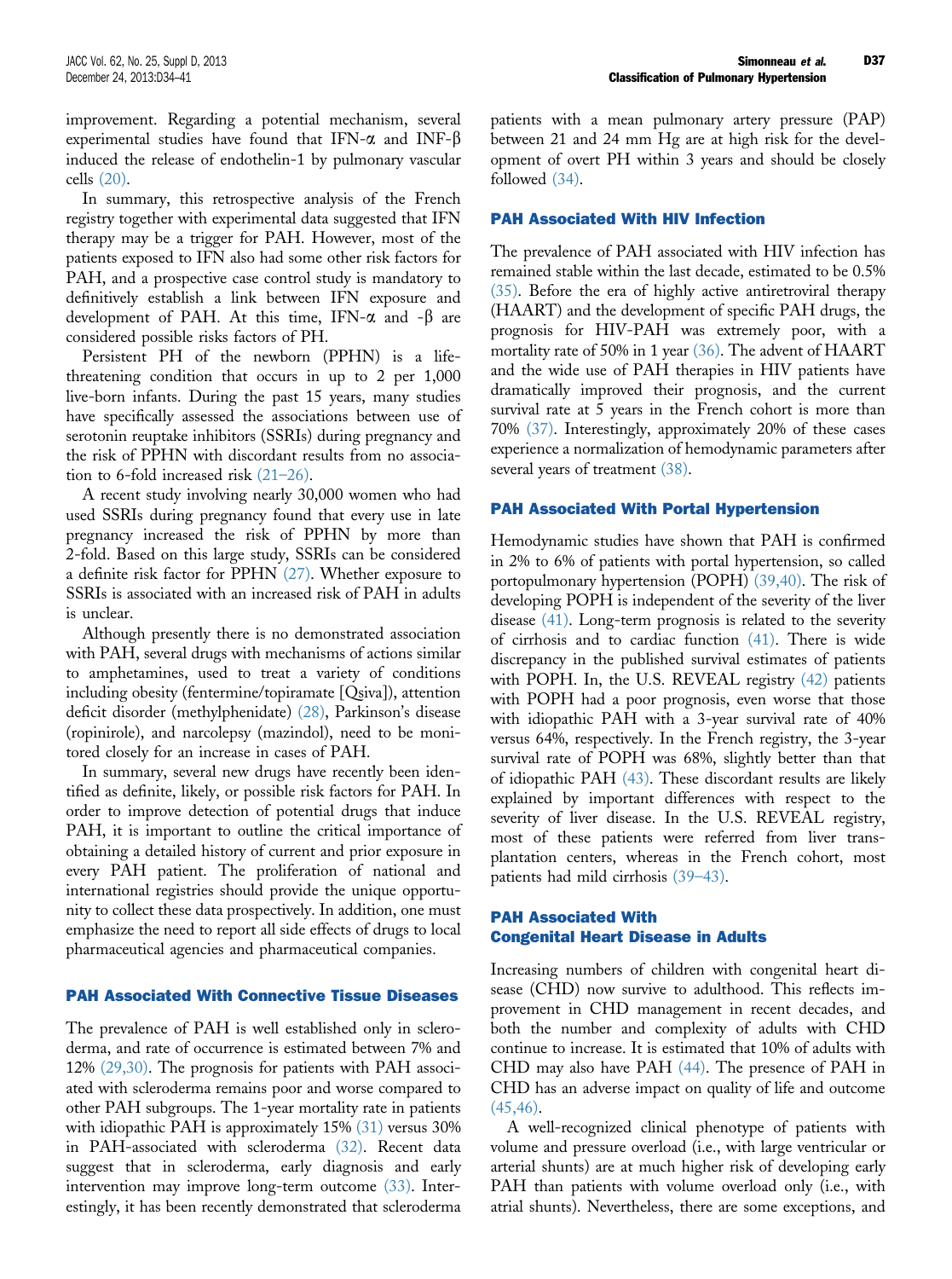improvement. Regarding a potential mechanism, several experimental studies have found that IFN-$\alpha$ and INF-$\beta$ induced the release of endothelin-1 by pulmonary vascular cells (20).

In summary, this retrospective analysis of the French registry together with experimental data suggested that IFN therapy may be a trigger for PAH. However, most of the patients exposed to IFN also had some other risk factors for PAH, and a prospective case control study is mandatory to definitively establish a link between IFN exposure and development of PAH. At this time, IFN-$\alpha$ and -$\beta$ are considered possible risks factors of PH.

Persistent PH of the newborn (PPHN) is a life-threatening condition that occurs in up to 2 per 1,000 live-born infants. During the past 15 years, many studies have specifically assessed the associations between use of serotonin reuptake inhibitors (SSRIs) during pregnancy and the risk of PPHN with discordant results from no association to 6-fold increased risk (21–26).

A recent study involving nearly 30,000 women who had used SSRIs during pregnancy found that every use in late pregnancy increased the risk of PPHN by more than 2-fold. Based on this large study, SSRIs can be considered a definite risk factor for PPHN (27). Whether exposure to SSRIs is associated with an increased risk of PAH in adults is unclear.

Although presently there is no demonstrated association with PAH, several drugs with mechanisms of actions similar to amphetamines, used to treat a variety of conditions including obesity (fentermine/topiramate [Qsiva]), attention deficit disorder (methylphenidate) (28), Parkinson's disease (ropinirole), and narcolepsy (mazindol), need to be monitored closely for an increase in cases of PAH.

In summary, several new drugs have recently been identified as definite, likely, or possible risk factors for PAH. In order to improve detection of potential drugs that induce PAH, it is important to outline the critical importance of obtaining a detailed history of current and prior exposure in every PAH patient. The proliferation of national and international registries should provide the unique opportunity to collect these data prospectively. In addition, one must emphasize the need to report all side effects of drugs to local pharmaceutical agencies and pharmaceutical companies.

## PAH Associated With Connective Tissue Diseases

The prevalence of PAH is well established only in scleroderma, and rate of occurrence is estimated between 7% and 12% (29,30). The prognosis for patients with PAH associated with scleroderma remains poor and worse compared to other PAH subgroups. The 1-year mortality rate in patients with idiopathic PAH is approximately 15% (31) versus 30% in PAH-associated with scleroderma (32). Recent data suggest that in scleroderma, early diagnosis and early intervention may improve long-term outcome (33). Interestingly, it has been recently demonstrated that scleroderma patients with a mean pulmonary artery pressure (PAP) between 21 and 24 mm Hg are at high risk for the development of overt PH within 3 years and should be closely followed (34).

## PAH Associated With HIV Infection

The prevalence of PAH associated with HIV infection has remained stable within the last decade, estimated to be 0.5% (35). Before the era of highly active antiretroviral therapy (HAART) and the development of specific PAH drugs, the prognosis for HIV-PAH was extremely poor, with a mortality rate of 50% in 1 year (36). The advent of HAART and the wide use of PAH therapies in HIV patients have dramatically improved their prognosis, and the current survival rate at 5 years in the French cohort is more than 70% (37). Interestingly, approximately 20% of these cases experience a normalization of hemodynamic parameters after several years of treatment (38).

## PAH Associated With Portal Hypertension

Hemodynamic studies have shown that PAH is confirmed in 2% to 6% of patients with portal hypertension, so called portopulmonary hypertension (POPH) (39,40). The risk of developing POPH is independent of the severity of the liver disease (41). Long-term prognosis is related to the severity of cirrhosis and to cardiac function (41). There is wide discrepancy in the published survival estimates of patients with POPH. In, the U.S. REVEAL registry (42) patients with POPH had a poor prognosis, even worse that those with idiopathic PAH with a 3-year survival rate of 40% versus 64%, respectively. In the French registry, the 3-year survival rate of POPH was 68%, slightly better than that of idiopathic PAH (43). These discordant results are likely explained by important differences with respect to the severity of liver disease. In the U.S. REVEAL registry, most of these patients were referred from liver transplantation centers, whereas in the French cohort, most patients had mild cirrhosis (39–43).

## PAH Associated With Congenital Heart Disease in Adults

Increasing numbers of children with congenital heart disease (CHD) now survive to adulthood. This reflects improvement in CHD management in recent decades, and both the number and complexity of adults with CHD continue to increase. It is estimated that 10% of adults with CHD may also have PAH (44). The presence of PAH in CHD has an adverse impact on quality of life and outcome (45,46).

A well-recognized clinical phenotype of patients with volume and pressure overload (i.e., with large ventricular or arterial shunts) are at much higher risk of developing early PAH than patients with volume overload only (i.e., with atrial shunts). Nevertheless, there are some exceptions, and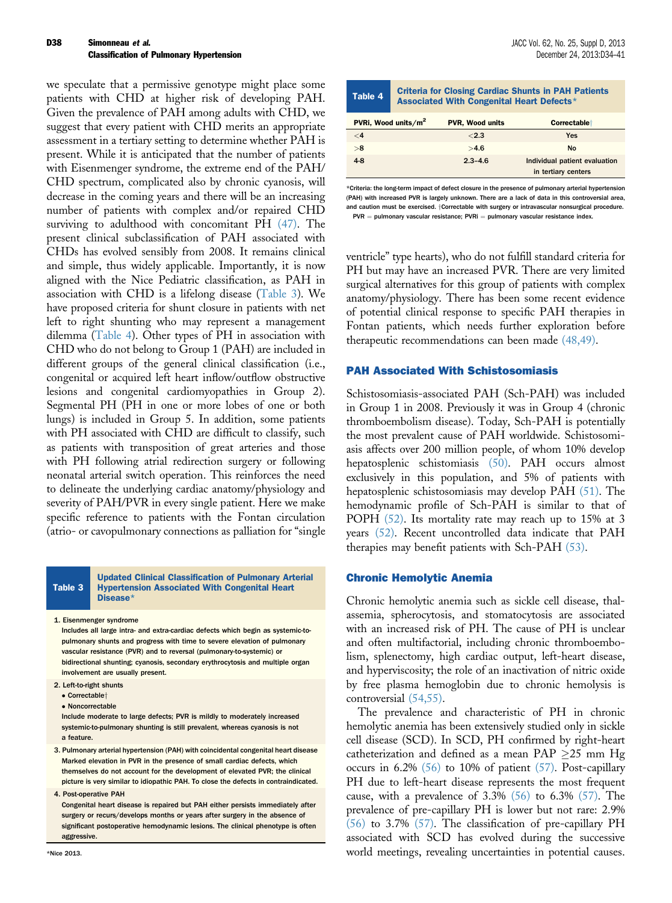we speculate that a permissive genotype might place some patients with CHD at higher risk of developing PAH. Given the prevalence of PAH among adults with CHD, we suggest that every patient with CHD merits an appropriate assessment in a tertiary setting to determine whether PAH is present. While it is anticipated that the number of patients with Eisenmenger syndrome, the extreme end of the PAH/CHD spectrum, complicated also by chronic cyanosis, will decrease in the coming years and there will be an increasing number of patients with complex and/or repaired CHD surviving to adulthood with concomitant PH (47). The present clinical subclassification of PAH associated with CHDs has evolved sensibly from 2008. It remains clinical and simple, thus widely applicable. Importantly, it is now aligned with the Nice Pediatric classification, as PAH in association with CHD is a lifelong disease (Table 3). We have proposed criteria for shunt closure in patients with net left to right shunting who may represent a management dilemma (Table 4). Other types of PH in association with CHD who do not belong to Group 1 (PAH) are included in different groups of the general clinical classification (i.e., congenital or acquired left heart inflow/outflow obstructive lesions and congenital cardiomyopathies in Group 2). Segmental PH (PH in one or more lobes of one or both lungs) is included in Group 5. In addition, some patients with PH associated with CHD are difficult to classify, such as patients with transposition of great arteries and those with PH following atrial redirection surgery or following neonatal arterial switch operation. This reinforces the need to delineate the underlying cardiac anatomy/physiology and severity of PAH/PVR in every single patient. Here we make specific reference to patients with the Fontan circulation (atrio- or cavopulmonary connections as palliation for "single ventricle" type hearts), who do not fulfill standard criteria for PH but may have an increased PVR. There are very limited surgical alternatives for this group of patients with complex anatomy/physiology. There has been some recent evidence of potential clinical response to specific PAH therapies in Fontan patients, which needs further exploration before therapeutic recommendations can been made (48,49).

**Table 3 Updated Clinical Classification of Pulmonary Arterial Hypertension Associated With Congenital Heart Disease***

1. Eisenmenger syndrome
   Includes all large intra- and extra-cardiac defects which begin as systemic-to-pulmonary shunts and progress with time to severe elevation of pulmonary vascular resistance (PVR) and to reversal (pulmonary-to-systemic) or bidirectional shunting; cyanosis, secondary erythrocytosis and multiple organ involvement are usually present.
2. Left-to-right shunts
   - Correctable†
   - Noncorrectable

   Include moderate to large defects; PVR is mildly to moderately increased systemic-to-pulmonary shunting is still prevalent, whereas cyanosis is not a feature.
3. Pulmonary arterial hypertension (PAH) with coincidental congenital heart disease
   Marked elevation in PVR in the presence of small cardiac defects, which themselves do not account for the development of elevated PVR; the clinical picture is very similar to idiopathic PAH. To close the defects in contraindicated.
4. Post-operative PAH
   Congenital heart disease is repaired but PAH either persists immediately after surgery or recurs/develops months or years after surgery in the absence of significant postoperative hemodynamic lesions. The clinical phenotype is often aggressive.

*Nice 2013.

**Table 4 Criteria for Closing Cardiac Shunts in PAH Patients Associated With Congenital Heart Defects***

| PVRi, Wood units/m² | PVR, Wood units | Correctable† |
|---|---|---|
| <4 | <2.3 | Yes |
| >8 | >4.6 | No |
| 4-8 | 2.3–4.6 | Individual patient evaluation in tertiary centers |

*Criteria: the long-term impact of defect closure in the presence of pulmonary arterial hypertension (PAH) with increased PVR is largely unknown. There are a lack of data in this controversial area, and caution must be exercised. †Correctable with surgery or intravascular nonsurgical procedure.
PVR = pulmonary vascular resistance; PVRi = pulmonary vascular resistance index.

## PAH Associated With Schistosomiasis

Schistosomiasis-associated PAH (Sch-PAH) was included in Group 1 in 2008. Previously it was in Group 4 (chronic thromboembolism disease). Today, Sch-PAH is potentially the most prevalent cause of PAH worldwide. Schistosomiasis affects over 200 million people, of whom 10% develop hepatosplenic schistomiasis (50). PAH occurs almost exclusively in this population, and 5% of patients with hepatosplenic schistosomiasis may develop PAH (51). The hemodynamic profile of Sch-PAH is similar to that of POPH (52). Its mortality rate may reach up to 15% at 3 years (52). Recent uncontrolled data indicate that PAH therapies may benefit patients with Sch-PAH (53).

## Chronic Hemolytic Anemia

Chronic hemolytic anemia such as sickle cell disease, thalassemia, spherocytosis, and stomatocytosis are associated with an increased risk of PH. The cause of PH is unclear and often multifactorial, including chronic thromboembolism, splenectomy, high cardiac output, left-heart disease, and hyperviscosity; the role of an inactivation of nitric oxide by free plasma hemoglobin due to chronic hemolysis is controversial (54,55).

The prevalence and characteristic of PH in chronic hemolytic anemia has been extensively studied only in sickle cell disease (SCD). In SCD, PH confirmed by right-heart catheterization and defined as a mean PAP $\geq$25 mm Hg occurs in 6.2% (56) to 10% of patient (57). Post-capillary PH due to left-heart disease represents the most frequent cause, with a prevalence of 3.3% (56) to 6.3% (57). The prevalence of pre-capillary PH is lower but not rare: 2.9% (56) to 3.7% (57). The classification of pre-capillary PH associated with SCD has evolved during the successive world meetings, revealing uncertainties in potential causes.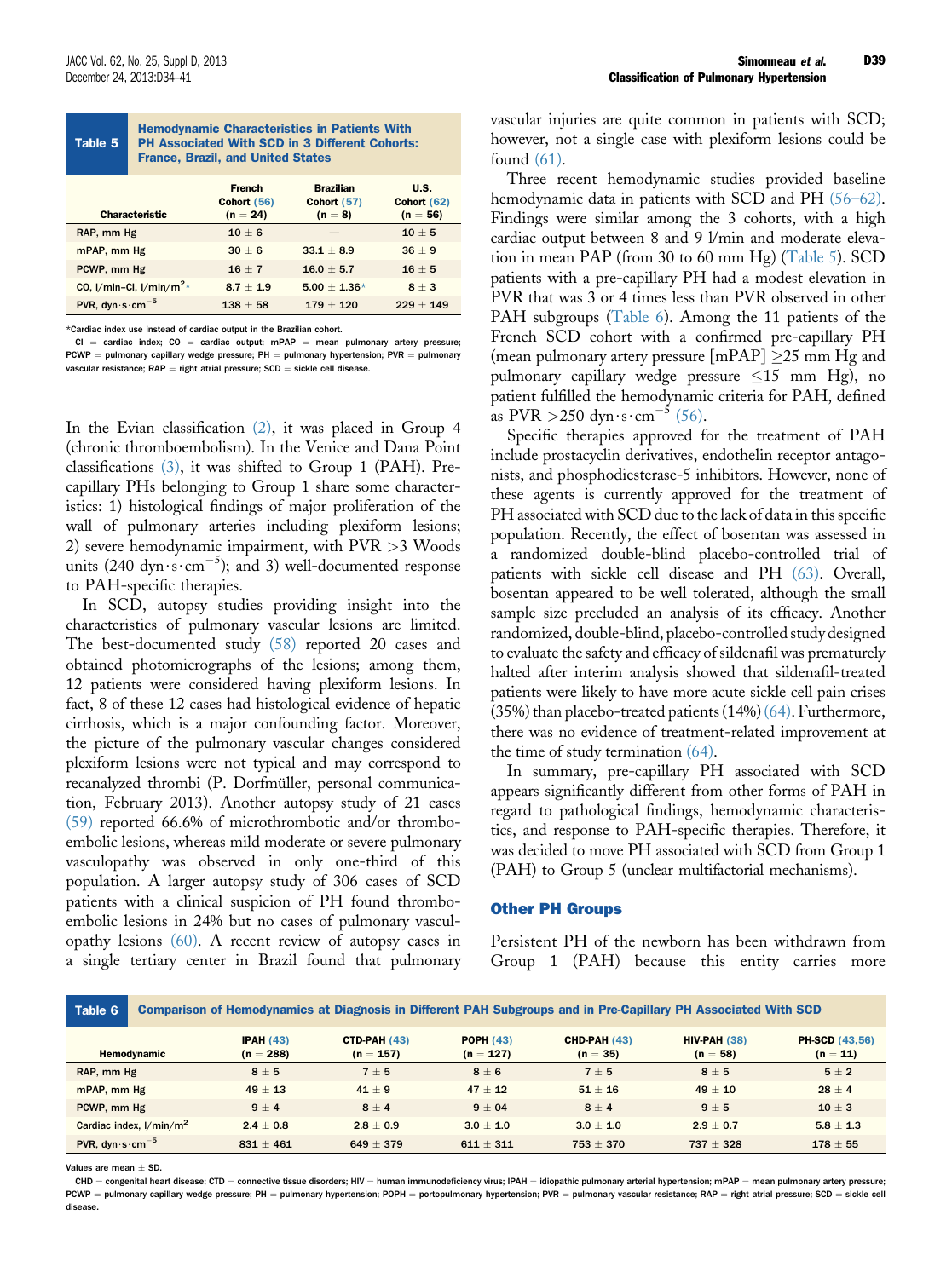| Characteristic | French Cohort (56) (n = 24) | Brazilian Cohort (57) (n = 8) | U.S. Cohort (62) (n = 56) |
|---|---|---|---|
| RAP, mm Hg | 10 ± 6 | — | 10 ± 5 |
| mPAP, mm Hg | 30 ± 6 | 33.1 ± 8.9 | 36 ± 9 |
| PCWP, mm Hg | 16 ± 7 | 16.0 ± 5.7 | 16 ± 5 |
| CO, l/min-CI, l/min/m$^2$* | 8.7 ± 1.9 | 5.00 ± 1.36* | 8 ± 3 |
| PVR, dyn·s·cm$^{-5}$ | 138 ± 58 | 179 ± 120 | 229 ± 149 |

**Table 5** Hemodynamic Characteristics in Patients With PH Associated With SCD in 3 Different Cohorts: France, Brazil, and United States

*Cardiac index use instead of cardiac output in the Brazilian cohort.

CI = cardiac index; CO = cardiac output; mPAP = mean pulmonary artery pressure; PCWP = pulmonary capillary wedge pressure; PH = pulmonary hypertension; PVR = pulmonary vascular resistance; RAP = right atrial pressure; SCD = sickle cell disease.

In the Evian classification (2), it was placed in Group 4 (chronic thromboembolism). In the Venice and Dana Point classifications (3), it was shifted to Group 1 (PAH). Pre-capillary PHs belonging to Group 1 share some characteristics: 1) histological findings of major proliferation of the wall of pulmonary arteries including plexiform lesions; 2) severe hemodynamic impairment, with PVR >3 Woods units (240 dyn·s·cm$^{-5}$); and 3) well-documented response to PAH-specific therapies.

In SCD, autopsy studies providing insight into the characteristics of pulmonary vascular lesions are limited. The best-documented study (58) reported 20 cases and obtained photomicrographs of the lesions; among them, 12 patients were considered having plexiform lesions. In fact, 8 of these 12 cases had histological evidence of hepatic cirrhosis, which is a major confounding factor. Moreover, the picture of the pulmonary vascular changes considered plexiform lesions were not typical and may correspond to recanalyzed thrombi (P. Dorfmüller, personal communication, February 2013). Another autopsy study of 21 cases (59) reported 66.6% of microthrombotic and/or thromboembolic lesions, whereas mild moderate or severe pulmonary vasculopathy was observed in only one-third of this population. A larger autopsy study of 306 cases of SCD patients with a clinical suspicion of PH found thromboembolic lesions in 24% but no cases of pulmonary vasculopathy lesions (60). A recent review of autopsy cases in a single tertiary center in Brazil found that pulmonary vascular injuries are quite common in patients with SCD; however, not a single case with plexiform lesions could be found (61).

Three recent hemodynamic studies provided baseline hemodynamic data in patients with SCD and PH (56–62). Findings were similar among the 3 cohorts, with a high cardiac output between 8 and 9 l/min and moderate elevation in mean PAP (from 30 to 60 mm Hg) (Table 5). SCD patients with a pre-capillary PH had a modest elevation in PVR that was 3 or 4 times less than PVR observed in other PAH subgroups (Table 6). Among the 11 patients of the French SCD cohort with a confirmed pre-capillary PH (mean pulmonary artery pressure [mPAP] ≥25 mm Hg and pulmonary capillary wedge pressure ≤15 mm Hg), no patient fulfilled the hemodynamic criteria for PAH, defined as PVR >250 dyn·s·cm$^{-5}$ (56).

Specific therapies approved for the treatment of PAH include prostacyclin derivatives, endothelin receptor antagonists, and phosphodiesterase-5 inhibitors. However, none of these agents is currently approved for the treatment of PH associated with SCD due to the lack of data in this specific population. Recently, the effect of bosentan was assessed in a randomized double-blind placebo-controlled trial of patients with sickle cell disease and PH (63). Overall, bosentan appeared to be well tolerated, although the small sample size precluded an analysis of its efficacy. Another randomized, double-blind, placebo-controlled study designed to evaluate the safety and efficacy of sildenafil was prematurely halted after interim analysis showed that sildenafil-treated patients were likely to have more acute sickle cell pain crises (35%) than placebo-treated patients (14%) (64). Furthermore, there was no evidence of treatment-related improvement at the time of study termination (64).

In summary, pre-capillary PH associated with SCD appears significantly different from other forms of PAH in regard to pathological findings, hemodynamic characteristics, and response to PAH-specific therapies. Therefore, it was decided to move PH associated with SCD from Group 1 (PAH) to Group 5 (unclear multifactorial mechanisms).

### Other PH Groups

Persistent PH of the newborn has been withdrawn from Group 1 (PAH) because this entity carries more

**Table 6** Comparison of Hemodynamics at Diagnosis in Different PAH Subgroups and in Pre-Capillary PH Associated With SCD

| Hemodynamic | IPAH (43) (n = 288) | CTD-PAH (43) (n = 157) | POPH (43) (n = 127) | CHD-PAH (43) (n = 35) | HIV-PAH (38) (n = 58) | PH-SCD (43,56) (n = 11) |
|---|---|---|---|---|---|---|
| RAP, mm Hg | 8 ± 5 | 7 ± 5 | 8 ± 6 | 7 ± 5 | 8 ± 5 | 5 ± 2 |
| mPAP, mm Hg | 49 ± 13 | 41 ± 9 | 47 ± 12 | 51 ± 16 | 49 ± 10 | 28 ± 4 |
| PCWP, mm Hg | 9 ± 4 | 8 ± 4 | 9 ± 04 | 8 ± 4 | 9 ± 5 | 10 ± 3 |
| Cardiac index, l/min/m$^2$ | 2.4 ± 0.8 | 2.8 ± 0.9 | 3.0 ± 1.0 | 3.0 ± 1.0 | 2.9 ± 0.7 | 5.8 ± 1.3 |
| PVR, dyn·s·cm$^{-5}$ | 831 ± 461 | 649 ± 379 | 611 ± 311 | 753 ± 370 | 737 ± 328 | 178 ± 55 |

Values are mean ± SD.

CHD = congenital heart disease; CTD = connective tissue disorders; HIV = human immunodeficiency virus; IPAH = idiopathic pulmonary arterial hypertension; mPAP = mean pulmonary artery pressure; PCWP = pulmonary capillary wedge pressure; PH = pulmonary hypertension; POPH = portopulmonary hypertension; PVR = pulmonary vascular resistance; RAP = right atrial pressure; SCD = sickle cell disease.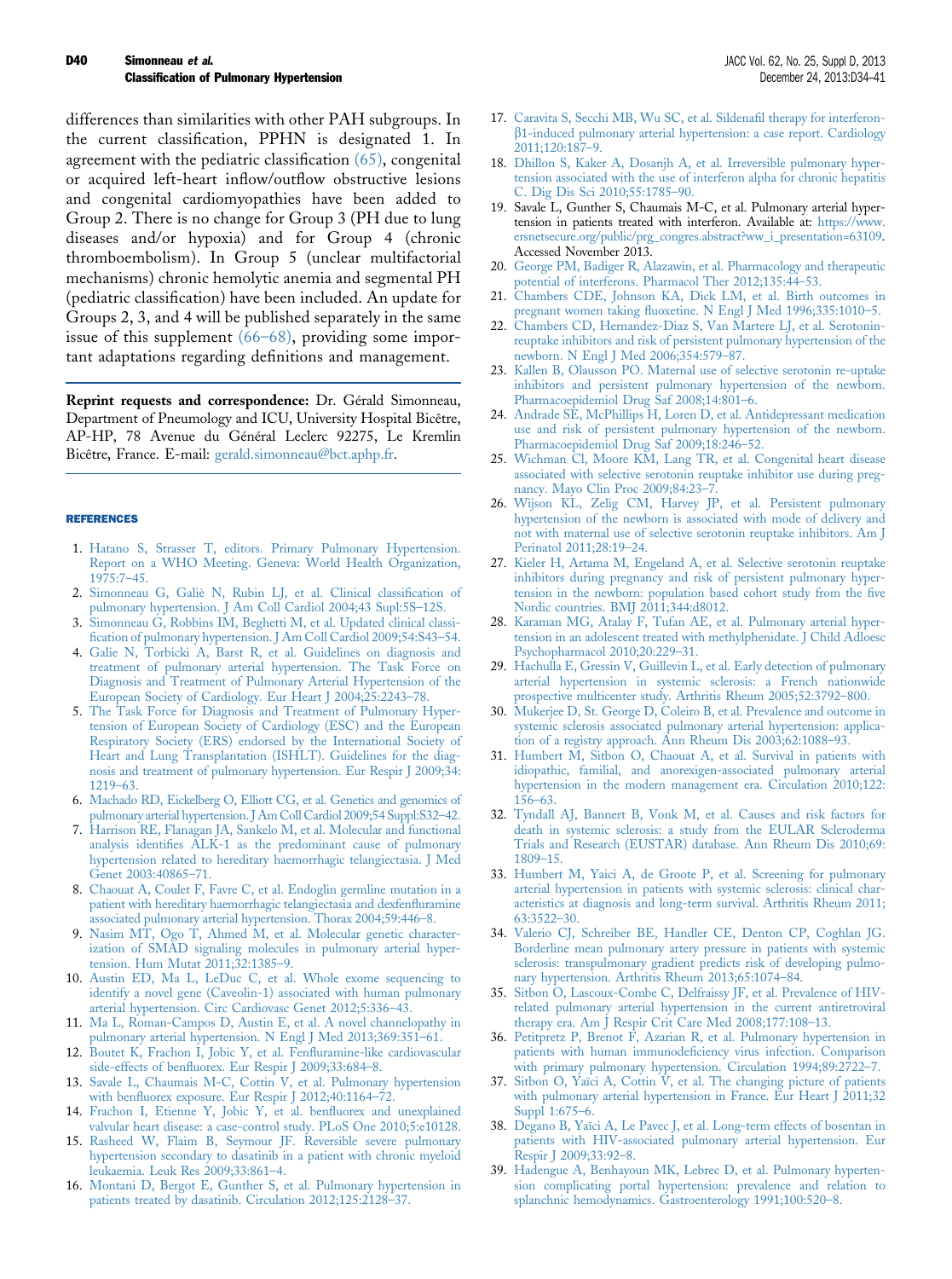differences than similarities with other PAH subgroups. In the current classification, PPHN is designated 1. In agreement with the pediatric classification (65), congenital or acquired left-heart inflow/outflow obstructive lesions and congenital cardiomyopathies have been added to Group 2. There is no change for Group 3 (PH due to lung diseases and/or hypoxia) and for Group 4 (chronic thromboembolism). In Group 5 (unclear multifactorial mechanisms) chronic hemolytic anemia and segmental PH (pediatric classification) have been included. An update for Groups 2, 3, and 4 will be published separately in the same issue of this supplement (66–68), providing some important adaptations regarding definitions and management.

**Reprint requests and correspondence:** Dr. Gérald Simonneau, Department of Pneumology and ICU, University Hospital Bicêtre, AP-HP, 78 Avenue du Général Leclerc 92275, Le Kremlin Bicêtre, France. E-mail: gerald.simonneau@bct.aphp.fr.

## REFERENCES

1. Hatano S, Strasser T, editors. Primary Pulmonary Hypertension. Report on a WHO Meeting. Geneva: World Health Organization, 1975:7–45.
2. Simonneau G, Galiè N, Rubin LJ, et al. Clinical classification of pulmonary hypertension. J Am Coll Cardiol 2004;43 Supl:5S–12S.
3. Simonneau G, Robbins IM, Beghetti M, et al. Updated clinical classification of pulmonary hypertension. J Am Coll Cardiol 2009;54:S43–54.
4. Galie N, Torbicki A, Barst R, et al. Guidelines on diagnosis and treatment of pulmonary arterial hypertension. The Task Force on Diagnosis and Treatment of Pulmonary Arterial Hypertension of the European Society of Cardiology. Eur Heart J 2004;25:2243–78.
5. The Task Force for Diagnosis and Treatment of Pulmonary Hypertension of European Society of Cardiology (ESC) and the European Respiratory Society (ERS) endorsed by the International Society of Heart and Lung Transplantation (ISHLT). Guidelines for the diagnosis and treatment of pulmonary hypertension. Eur Respir J 2009;34:1219–63.
6. Machado RD, Eickelberg O, Elliott CG, et al. Genetics and genomics of pulmonary arterial hypertension. J Am Coll Cardiol 2009;54 Suppl:S32–42.
7. Harrison RE, Flanagan JA, Sankelo M, et al. Molecular and functional analysis identifies ALK-1 as the predominant cause of pulmonary hypertension related to hereditary haemorrhagic telangiectasia. J Med Genet 2003:40865–71.
8. Chaouat A, Coulet F, Favre C, et al. Endoglin germline mutation in a patient with hereditary haemorrhagic telangiectasia and dexfenfluramine associated pulmonary arterial hypertension. Thorax 2004;59:446–8.
9. Nasim MT, Ogo T, Ahmed M, et al. Molecular genetic characterization of SMAD signaling molecules in pulmonary arterial hypertension. Hum Mutat 2011;32:1385–9.
10. Austin ED, Ma L, LeDuc C, et al. Whole exome sequencing to identify a novel gene (Caveolin-1) associated with human pulmonary arterial hypertension. Circ Cardiovasc Genet 2012;5:336–43.
11. Ma L, Roman-Campos D, Austin E, et al. A novel channelopathy in pulmonary arterial hypertension. N Engl J Med 2013;369:351–61.
12. Boutet K, Frachon I, Jobic Y, et al. Fenfluramine-like cardiovascular side-effects of benfluorex. Eur Respir J 2009;33:684–8.
13. Savale L, Chaumais M-C, Cottin V, et al. Pulmonary hypertension with benfluorex exposure. Eur Respir J 2012;40:1164–72.
14. Frachon I, Etienne Y, Jobic Y, et al. benfluorex and unexplained valvular heart disease: a case-control study. PLoS One 2010;5:e10128.
15. Rasheed W, Flaim B, Seymour JF. Reversible severe pulmonary hypertension secondary to dasatinib in a patient with chronic myeloid leukaemia. Leuk Res 2009;33:861–4.
16. Montani D, Bergot E, Gunther S, et al. Pulmonary hypertension in patients treated by dasatinib. Circulation 2012;125:2128–37.
17. Caravita S, Secchi MB, Wu SC, et al. Sildenafil therapy for interferon-β1-induced pulmonary arterial hypertension: a case report. Cardiology 2011;120:187–9.
18. Dhillon S, Kaker A, Dosanjh A, et al. Irreversible pulmonary hypertension associated with the use of interferon alpha for chronic hepatitis C. Dig Dis Sci 2010;55:1785–90.
19. Savale L, Gunther S, Chaumais M-C, et al. Pulmonary arterial hypertension in patients treated with interferon. Available at: https://www.ersnetsecure.org/public/prg_congres.abstract?ww_i_presentation=63109. Accessed November 2013.
20. George PM, Badiger R, Alazawin, et al. Pharmacology and therapeutic potential of interferons. Pharmacol Ther 2012;135:44–53.
21. Chambers CDE, Johnson KA, Dick LM, et al. Birth outcomes in pregnant women taking fluoxetine. N Engl J Med 1996;335:1010–5.
22. Chambers CD, Hernandez-Diaz S, Van Martere LJ, et al. Serotonin-reuptake inhibitors and risk of persistent pulmonary hypertension of the newborn. N Engl J Med 2006;354:579–87.
23. Kallen B, Olausson PO. Maternal use of selective serotonin re-uptake inhibitors and persistent pulmonary hypertension of the newborn. Pharmacoepidemiol Drug Saf 2008;14:801–6.
24. Andrade SE, McPhillips H, Loren D, et al. Antidepressant medication use and risk of persistent pulmonary hypertension of the newborn. Pharmacoepidemiol Drug Saf 2009;18:246–52.
25. Wichman Cl, Moore KM, Lang TR, et al. Congenital heart disease associated with selective serotonin reuptake inhibitor use during pregnancy. Mayo Clin Proc 2009;84:23–7.
26. Wijson KL, Zelig CM, Harvey JP, et al. Persistent pulmonary hypertension of the newborn is associated with mode of delivery and not with maternal use of selective serotonin reuptake inhibitors. Am J Perinatol 2011;28:19–24.
27. Kieler H, Artama M, Engeland A, et al. Selective serotonin reuptake inhibitors during pregnancy and risk of persistent pulmonary hypertension in the newborn: population based cohort study from the five Nordic countries. BMJ 2011;344:d8012.
28. Karaman MG, Atalay F, Tufan AE, et al. Pulmonary arterial hypertension in an adolescent treated with methylphenidate. J Child Adloesc Psychopharmacol 2010;20:229–31.
29. Hachulla E, Gressin V, Guillevin L, et al. Early detection of pulmonary arterial hypertension in systemic sclerosis: a French nationwide prospective multicenter study. Arthritis Rheum 2005;52:3792–800.
30. Mukerjee D, St. George D, Coleiro B, et al. Prevalence and outcome in systemic sclerosis associated pulmonary arterial hypertension: application of a registry approach. Ann Rheum Dis 2003;62:1088–93.
31. Humbert M, Sitbon O, Chaouat A, et al. Survival in patients with idiopathic, familial, and anorexigen-associated pulmonary arterial hypertension in the modern management era. Circulation 2010;122:156–63.
32. Tyndall AJ, Bannert B, Vonk M, et al. Causes and risk factors for death in systemic sclerosis: a study from the EULAR Scleroderma Trials and Research (EUSTAR) database. Ann Rheum Dis 2010;69:1809–15.
33. Humbert M, Yaici A, de Groote P, et al. Screening for pulmonary arterial hypertension in patients with systemic sclerosis: clinical characteristics at diagnosis and long-term survival. Arthritis Rheum 2011;63:3522–30.
34. Valerio CJ, Schreiber BE, Handler CE, Denton CP, Coghlan JG. Borderline mean pulmonary artery pressure in patients with systemic sclerosis: transpulmonary gradient predicts risk of developing pulmonary hypertension. Arthritis Rheum 2013;65:1074–84.
35. Sitbon O, Lascoux-Combe C, Delfraissy JF, et al. Prevalence of HIV-related pulmonary arterial hypertension in the current antiretroviral therapy era. Am J Respir Crit Care Med 2008;177:108–13.
36. Petitpretz P, Brenot F, Azarian R, et al. Pulmonary hypertension in patients with human immunodeficiency virus infection. Comparison with primary pulmonary hypertension. Circulation 1994;89:2722–7.
37. Sitbon O, Yaïci A, Cottin V, et al. The changing picture of patients with pulmonary arterial hypertension in France. Eur Heart J 2011;32 Suppl 1:675–6.
38. Degano B, Yaïci A, Le Pavec J, et al. Long-term effects of bosentan in patients with HIV-associated pulmonary arterial hypertension. Eur Respir J 2009;33:92–8.
39. Hadengue A, Benhayoun MK, Lebrec D, et al. Pulmonary hypertension complicating portal hypertension: prevalence and relation to splanchnic hemodynamics. Gastroenterology 1991;100:520–8.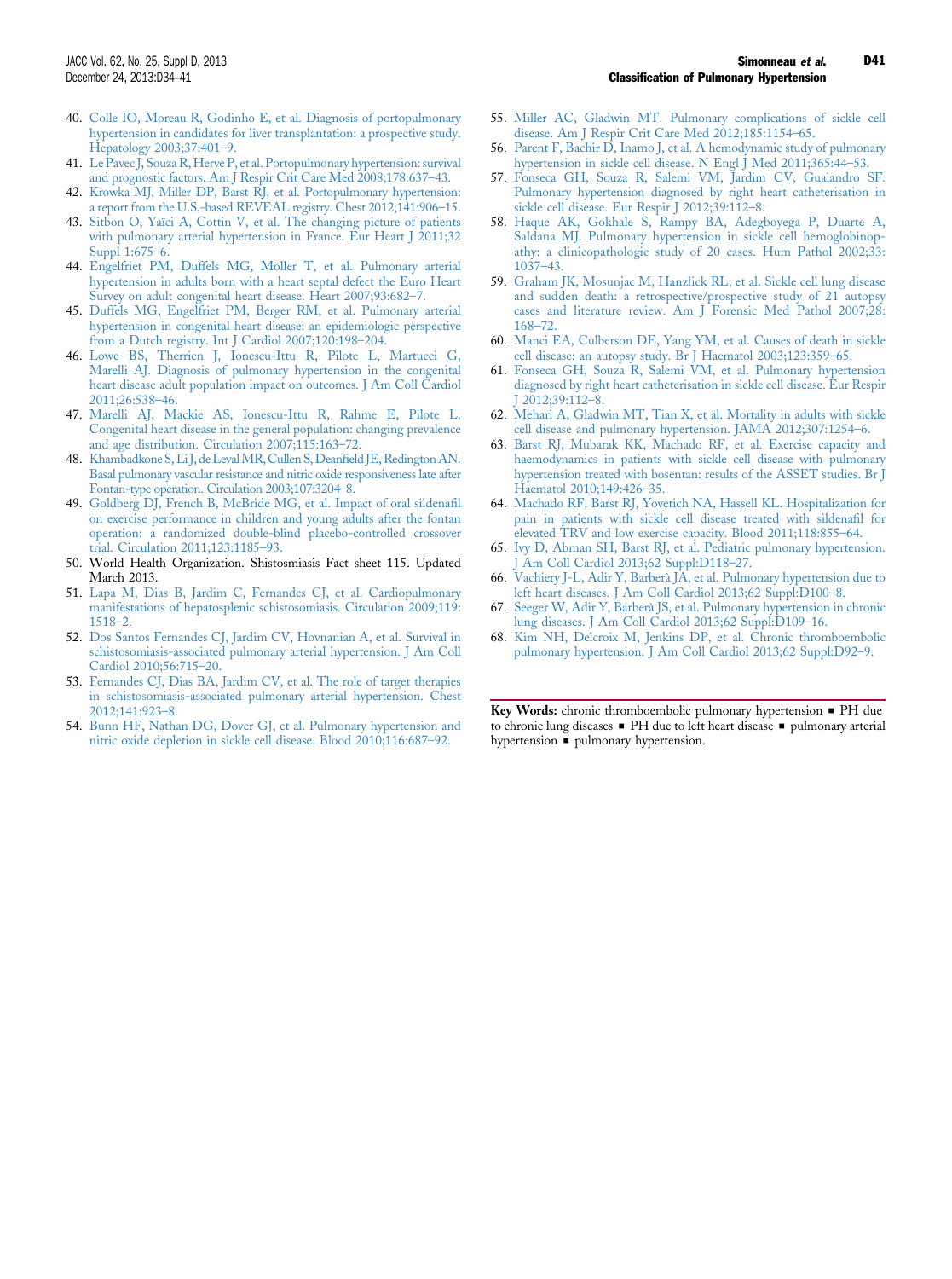40. Colle IO, Moreau R, Godinho E, et al. Diagnosis of portopulmonary hypertension in candidates for liver transplantation: a prospective study. Hepatology 2003;37:401–9.
41. Le Pavec J, Souza R, Herve P, et al. Portopulmonary hypertension: survival and prognostic factors. Am J Respir Crit Care Med 2008;178:637–43.
42. Krowka MJ, Miller DP, Barst RJ, et al. Portopulmonary hypertension: a report from the U.S.-based REVEAL registry. Chest 2012;141:906–15.
43. Sitbon O, Yaïci A, Cottin V, et al. The changing picture of patients with pulmonary arterial hypertension in France. Eur Heart J 2011;32 Suppl 1:675–6.
44. Engelfriet PM, Duffels MG, Möller T, et al. Pulmonary arterial hypertension in adults born with a heart septal defect the Euro Heart Survey on adult congenital heart disease. Heart 2007;93:682–7.
45. Duffels MG, Engelfriet PM, Berger RM, et al. Pulmonary arterial hypertension in congenital heart disease: an epidemiologic perspective from a Dutch registry. Int J Cardiol 2007;120:198–204.
46. Lowe BS, Therrien J, Ionescu-Ittu R, Pilote L, Martucci G, Marelli AJ. Diagnosis of pulmonary hypertension in the congenital heart disease adult population impact on outcomes. J Am Coll Cardiol 2011;26:538–46.
47. Marelli AJ, Mackie AS, Ionescu-Ittu R, Rahme E, Pilote L. Congenital heart disease in the general population: changing prevalence and age distribution. Circulation 2007;115:163–72.
48. Khambadkone S, Li J, de Leval MR, Cullen S, Deanfield JE, Redington AN. Basal pulmonary vascular resistance and nitric oxide responsiveness late after Fontan-type operation. Circulation 2003;107:3204–8.
49. Goldberg DJ, French B, McBride MG, et al. Impact of oral sildenafil on exercise performance in children and young adults after the fontan operation: a randomized double-blind placebo-controlled crossover trial. Circulation 2011;123:1185–93.
50. World Health Organization. Shistosmiasis Fact sheet 115. Updated March 2013.
51. Lapa M, Dias B, Jardim C, Fernandes CJ, et al. Cardiopulmonary manifestations of hepatosplenic schistosomiasis. Circulation 2009;119:1518–2.
52. Dos Santos Fernandes CJ, Jardim CV, Hovnanian A, et al. Survival in schistosomiasis-associated pulmonary arterial hypertension. J Am Coll Cardiol 2010;56:715–20.
53. Fernandes CJ, Dias BA, Jardim CV, et al. The role of target therapies in schistosomiasis-associated pulmonary arterial hypertension. Chest 2012;141:923–8.
54. Bunn HF, Nathan DG, Dover GJ, et al. Pulmonary hypertension and nitric oxide depletion in sickle cell disease. Blood 2010;116:687–92.
55. Miller AC, Gladwin MT. Pulmonary complications of sickle cell disease. Am J Respir Crit Care Med 2012;185:1154–65.
56. Parent F, Bachir D, Inamo J, et al. A hemodynamic study of pulmonary hypertension in sickle cell disease. N Engl J Med 2011;365:44–53.
57. Fonseca GH, Souza R, Salemi VM, Jardim CV, Gualandro SF. Pulmonary hypertension diagnosed by right heart catheterisation in sickle cell disease. Eur Respir J 2012;39:112–8.
58. Haque AK, Gokhale S, Rampy BA, Adegboyega P, Duarte A, Saldana MJ. Pulmonary hypertension in sickle cell hemoglobinopathy: a clinicopathologic study of 20 cases. Hum Pathol 2002;33:1037–43.
59. Graham JK, Mosunjac M, Hanzlick RL, et al. Sickle cell lung disease and sudden death: a retrospective/prospective study of 21 autopsy cases and literature review. Am J Forensic Med Pathol 2007;28:168–72.
60. Manci EA, Culberson DE, Yang YM, et al. Causes of death in sickle cell disease: an autopsy study. Br J Haematol 2003;123:359–65.
61. Fonseca GH, Souza R, Salemi VM, et al. Pulmonary hypertension diagnosed by right heart catheterisation in sickle cell disease. Eur Respir J 2012;39:112–8.
62. Mehari A, Gladwin MT, Tian X, et al. Mortality in adults with sickle cell disease and pulmonary hypertension. JAMA 2012;307:1254–6.
63. Barst RJ, Mubarak KK, Machado RF, et al. Exercise capacity and haemodynamics in patients with sickle cell disease with pulmonary hypertension treated with bosentan: results of the ASSET studies. Br J Haematol 2010;149:426–35.
64. Machado RF, Barst RJ, Yovetich NA, Hassell KL. Hospitalization for pain in patients with sickle cell disease treated with sildenafil for elevated TRV and low exercise capacity. Blood 2011;118:855–64.
65. Ivy D, Abman SH, Barst RJ, et al. Pediatric pulmonary hypertension. J Am Coll Cardiol 2013;62 Suppl:D118–27.
66. Vachiery J-L, Adir Y, Barberà JA, et al. Pulmonary hypertension due to left heart diseases. J Am Coll Cardiol 2013;62 Suppl:D100–8.
67. Seeger W, Adir Y, Barberà JS, et al. Pulmonary hypertension in chronic lung diseases. J Am Coll Cardiol 2013;62 Suppl:D109–16.
68. Kim NH, Delcroix M, Jenkins DP, et al. Chronic thromboembolic pulmonary hypertension. J Am Coll Cardiol 2013;62 Suppl:D92–9.

**Key Words:** chronic thromboembolic pulmonary hypertension ▪ PH due to chronic lung diseases ▪ PH due to left heart disease ▪ pulmonary arterial hypertension ▪ pulmonary hypertension.